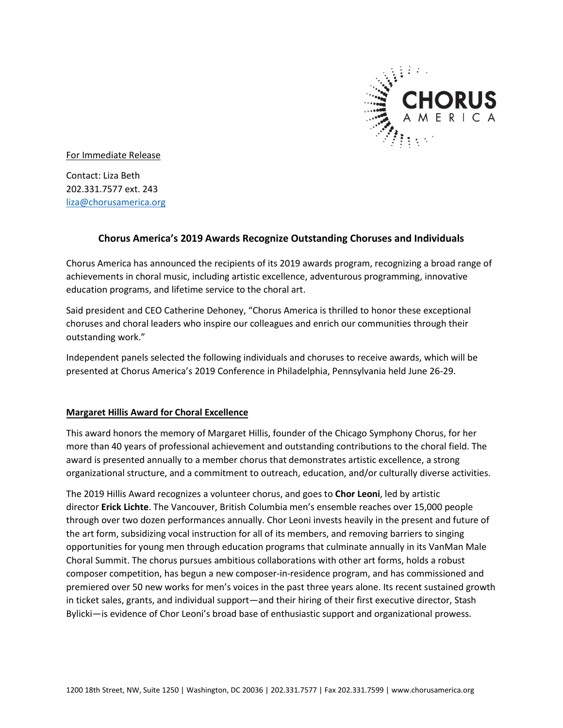CHORUS AMERICA

For Immediate Release

Contact: Liza Beth
202.331.7577 ext. 243
liza@chorusamerica.org

## Chorus America's 2019 Awards Recognize Outstanding Choruses and Individuals

Chorus America has announced the recipients of its 2019 awards program, recognizing a broad range of achievements in choral music, including artistic excellence, adventurous programming, innovative education programs, and lifetime service to the choral art.

Said president and CEO Catherine Dehoney, "Chorus America is thrilled to honor these exceptional choruses and choral leaders who inspire our colleagues and enrich our communities through their outstanding work."

Independent panels selected the following individuals and choruses to receive awards, which will be presented at Chorus America's 2019 Conference in Philadelphia, Pennsylvania held June 26-29.

### Margaret Hillis Award for Choral Excellence

This award honors the memory of Margaret Hillis, founder of the Chicago Symphony Chorus, for her more than 40 years of professional achievement and outstanding contributions to the choral field. The award is presented annually to a member chorus that demonstrates artistic excellence, a strong organizational structure, and a commitment to outreach, education, and/or culturally diverse activities.

The 2019 Hillis Award recognizes a volunteer chorus, and goes to **Chor Leoni**, led by artistic director **Erick Lichte**. The Vancouver, British Columbia men's ensemble reaches over 15,000 people through over two dozen performances annually. Chor Leoni invests heavily in the present and future of the art form, subsidizing vocal instruction for all of its members, and removing barriers to singing opportunities for young men through education programs that culminate annually in its VanMan Male Choral Summit. The chorus pursues ambitious collaborations with other art forms, holds a robust composer competition, has begun a new composer-in-residence program, and has commissioned and premiered over 50 new works for men's voices in the past three years alone. Its recent sustained growth in ticket sales, grants, and individual support—and their hiring of their first executive director, Stash Bylicki—is evidence of Chor Leoni's broad base of enthusiastic support and organizational prowess.

1200 18th Street, NW, Suite 1250 | Washington, DC 20036 | 202.331.7577 | Fax 202.331.7599 | www.chorusamerica.org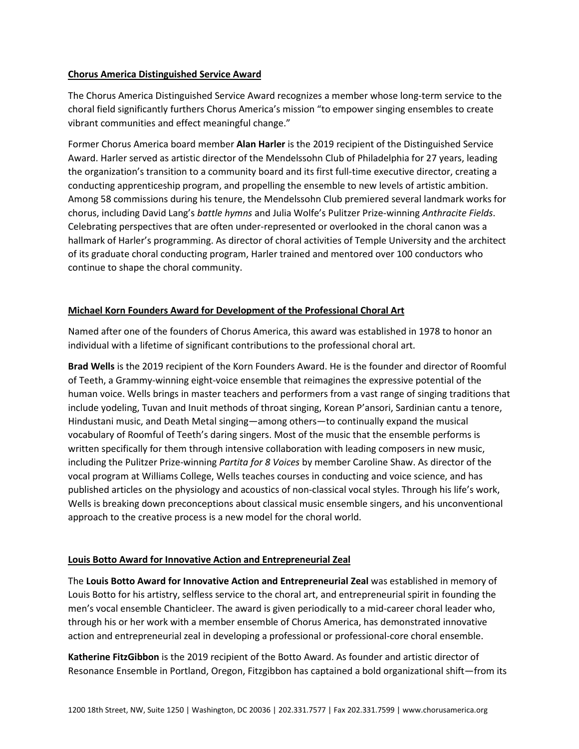## Chorus America Distinguished Service Award

The Chorus America Distinguished Service Award recognizes a member whose long-term service to the choral field significantly furthers Chorus America's mission "to empower singing ensembles to create vibrant communities and effect meaningful change."

Former Chorus America board member **Alan Harler** is the 2019 recipient of the Distinguished Service Award. Harler served as artistic director of the Mendelssohn Club of Philadelphia for 27 years, leading the organization's transition to a community board and its first full-time executive director, creating a conducting apprenticeship program, and propelling the ensemble to new levels of artistic ambition. Among 58 commissions during his tenure, the Mendelssohn Club premiered several landmark works for chorus, including David Lang's *battle hymns* and Julia Wolfe's Pulitzer Prize-winning *Anthracite Fields*. Celebrating perspectives that are often under-represented or overlooked in the choral canon was a hallmark of Harler's programming. As director of choral activities of Temple University and the architect of its graduate choral conducting program, Harler trained and mentored over 100 conductors who continue to shape the choral community.

## Michael Korn Founders Award for Development of the Professional Choral Art

Named after one of the founders of Chorus America, this award was established in 1978 to honor an individual with a lifetime of significant contributions to the professional choral art.

**Brad Wells** is the 2019 recipient of the Korn Founders Award. He is the founder and director of Roomful of Teeth, a Grammy-winning eight-voice ensemble that reimagines the expressive potential of the human voice. Wells brings in master teachers and performers from a vast range of singing traditions that include yodeling, Tuvan and Inuit methods of throat singing, Korean P'ansori, Sardinian cantu a tenore, Hindustani music, and Death Metal singing—among others—to continually expand the musical vocabulary of Roomful of Teeth's daring singers. Most of the music that the ensemble performs is written specifically for them through intensive collaboration with leading composers in new music, including the Pulitzer Prize-winning *Partita for 8 Voices* by member Caroline Shaw. As director of the vocal program at Williams College, Wells teaches courses in conducting and voice science, and has published articles on the physiology and acoustics of non-classical vocal styles. Through his life's work, Wells is breaking down preconceptions about classical music ensemble singers, and his unconventional approach to the creative process is a new model for the choral world.

## Louis Botto Award for Innovative Action and Entrepreneurial Zeal

The **Louis Botto Award for Innovative Action and Entrepreneurial Zeal** was established in memory of Louis Botto for his artistry, selfless service to the choral art, and entrepreneurial spirit in founding the men's vocal ensemble Chanticleer. The award is given periodically to a mid-career choral leader who, through his or her work with a member ensemble of Chorus America, has demonstrated innovative action and entrepreneurial zeal in developing a professional or professional-core choral ensemble.

**Katherine FitzGibbon** is the 2019 recipient of the Botto Award. As founder and artistic director of Resonance Ensemble in Portland, Oregon, Fitzgibbon has captained a bold organizational shift—from its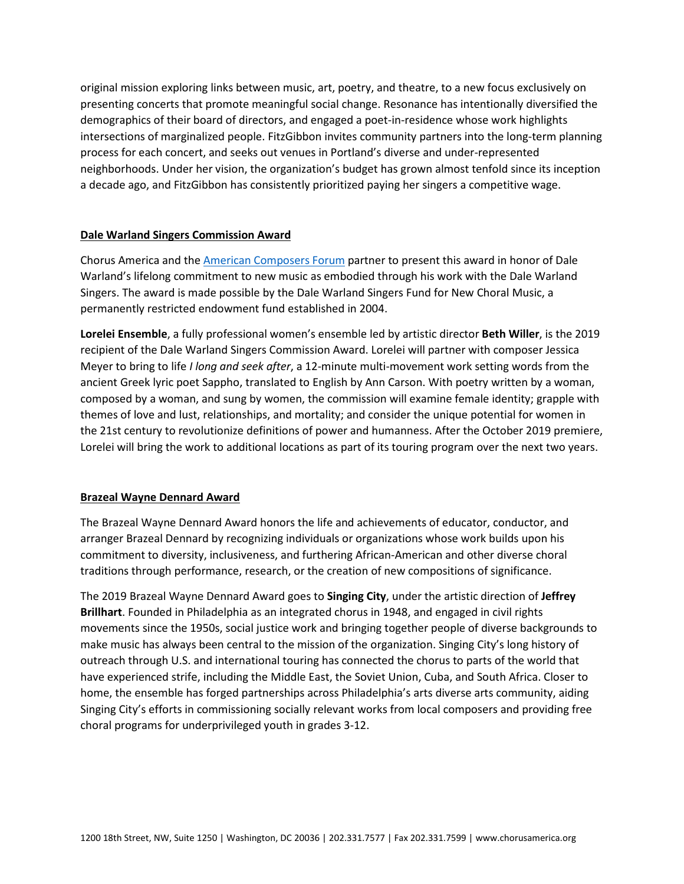original mission exploring links between music, art, poetry, and theatre, to a new focus exclusively on presenting concerts that promote meaningful social change. Resonance has intentionally diversified the demographics of their board of directors, and engaged a poet-in-residence whose work highlights intersections of marginalized people. FitzGibbon invites community partners into the long-term planning process for each concert, and seeks out venues in Portland's diverse and under-represented neighborhoods. Under her vision, the organization's budget has grown almost tenfold since its inception a decade ago, and FitzGibbon has consistently prioritized paying her singers a competitive wage.

## Dale Warland Singers Commission Award

Chorus America and the [American Composers Forum](American Composers Forum) partner to present this award in honor of Dale Warland's lifelong commitment to new music as embodied through his work with the Dale Warland Singers. The award is made possible by the Dale Warland Singers Fund for New Choral Music, a permanently restricted endowment fund established in 2004.

**Lorelei Ensemble**, a fully professional women's ensemble led by artistic director **Beth Willer**, is the 2019 recipient of the Dale Warland Singers Commission Award. Lorelei will partner with composer Jessica Meyer to bring to life *I long and seek after*, a 12-minute multi-movement work setting words from the ancient Greek lyric poet Sappho, translated to English by Ann Carson. With poetry written by a woman, composed by a woman, and sung by women, the commission will examine female identity; grapple with themes of love and lust, relationships, and mortality; and consider the unique potential for women in the 21st century to revolutionize definitions of power and humanness. After the October 2019 premiere, Lorelei will bring the work to additional locations as part of its touring program over the next two years.

## Brazeal Wayne Dennard Award

The Brazeal Wayne Dennard Award honors the life and achievements of educator, conductor, and arranger Brazeal Dennard by recognizing individuals or organizations whose work builds upon his commitment to diversity, inclusiveness, and furthering African-American and other diverse choral traditions through performance, research, or the creation of new compositions of significance.

The 2019 Brazeal Wayne Dennard Award goes to **Singing City**, under the artistic direction of **Jeffrey Brillhart**. Founded in Philadelphia as an integrated chorus in 1948, and engaged in civil rights movements since the 1950s, social justice work and bringing together people of diverse backgrounds to make music has always been central to the mission of the organization. Singing City's long history of outreach through U.S. and international touring has connected the chorus to parts of the world that have experienced strife, including the Middle East, the Soviet Union, Cuba, and South Africa. Closer to home, the ensemble has forged partnerships across Philadelphia's arts diverse arts community, aiding Singing City's efforts in commissioning socially relevant works from local composers and providing free choral programs for underprivileged youth in grades 3-12.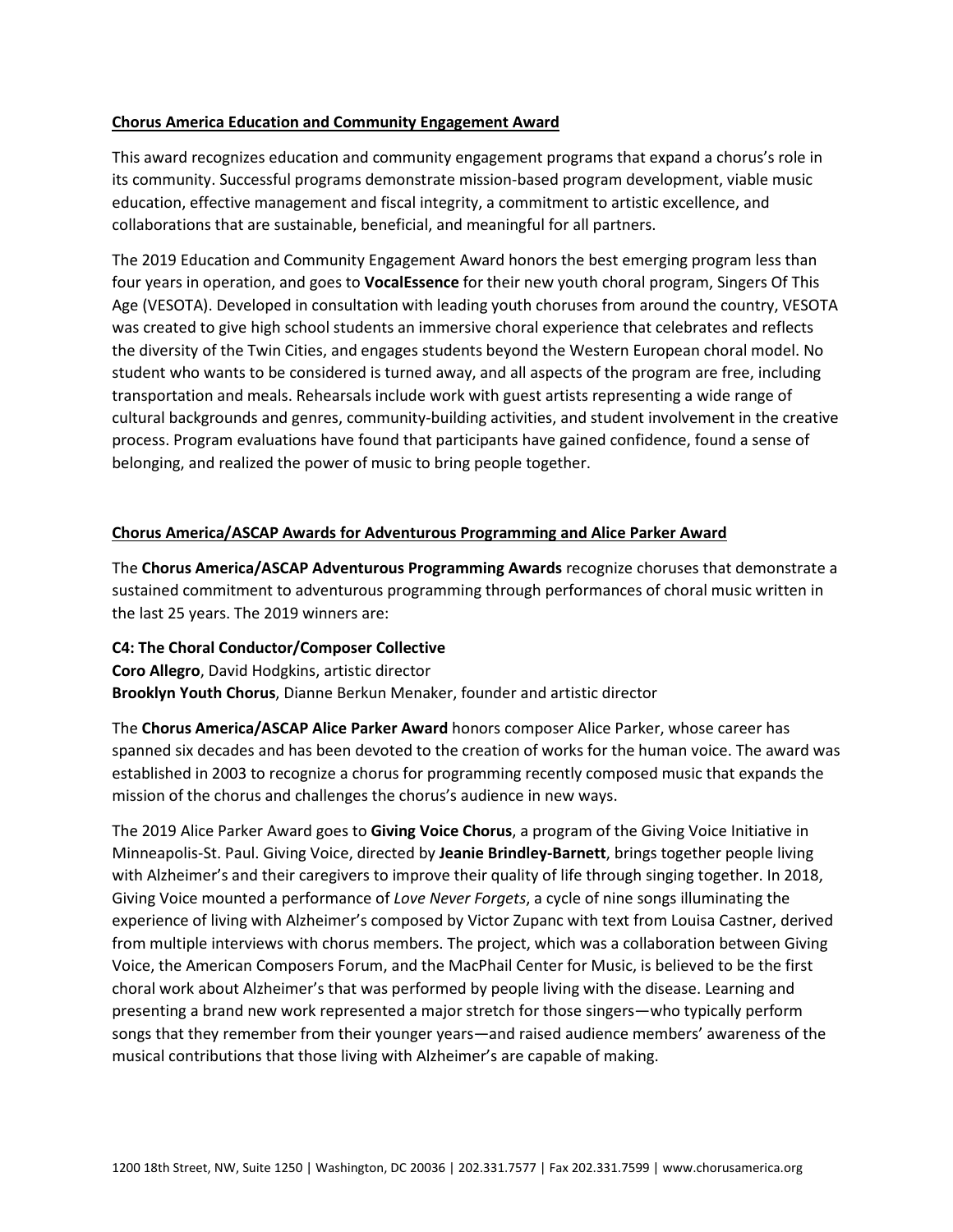## Chorus America Education and Community Engagement Award

This award recognizes education and community engagement programs that expand a chorus's role in its community. Successful programs demonstrate mission-based program development, viable music education, effective management and fiscal integrity, a commitment to artistic excellence, and collaborations that are sustainable, beneficial, and meaningful for all partners.

The 2019 Education and Community Engagement Award honors the best emerging program less than four years in operation, and goes to **VocalEssence** for their new youth choral program, Singers Of This Age (VESOTA). Developed in consultation with leading youth choruses from around the country, VESOTA was created to give high school students an immersive choral experience that celebrates and reflects the diversity of the Twin Cities, and engages students beyond the Western European choral model. No student who wants to be considered is turned away, and all aspects of the program are free, including transportation and meals. Rehearsals include work with guest artists representing a wide range of cultural backgrounds and genres, community-building activities, and student involvement in the creative process. Program evaluations have found that participants have gained confidence, found a sense of belonging, and realized the power of music to bring people together.

## Chorus America/ASCAP Awards for Adventurous Programming and Alice Parker Award

The **Chorus America/ASCAP Adventurous Programming Awards** recognize choruses that demonstrate a sustained commitment to adventurous programming through performances of choral music written in the last 25 years. The 2019 winners are:

**C4: The Choral Conductor/Composer Collective**
**Coro Allegro**, David Hodgkins, artistic director
**Brooklyn Youth Chorus**, Dianne Berkun Menaker, founder and artistic director

The **Chorus America/ASCAP Alice Parker Award** honors composer Alice Parker, whose career has spanned six decades and has been devoted to the creation of works for the human voice. The award was established in 2003 to recognize a chorus for programming recently composed music that expands the mission of the chorus and challenges the chorus's audience in new ways.

The 2019 Alice Parker Award goes to **Giving Voice Chorus**, a program of the Giving Voice Initiative in Minneapolis-St. Paul. Giving Voice, directed by **Jeanie Brindley-Barnett**, brings together people living with Alzheimer's and their caregivers to improve their quality of life through singing together. In 2018, Giving Voice mounted a performance of *Love Never Forgets*, a cycle of nine songs illuminating the experience of living with Alzheimer's composed by Victor Zupanc with text from Louisa Castner, derived from multiple interviews with chorus members. The project, which was a collaboration between Giving Voice, the American Composers Forum, and the MacPhail Center for Music, is believed to be the first choral work about Alzheimer's that was performed by people living with the disease. Learning and presenting a brand new work represented a major stretch for those singers—who typically perform songs that they remember from their younger years—and raised audience members' awareness of the musical contributions that those living with Alzheimer's are capable of making.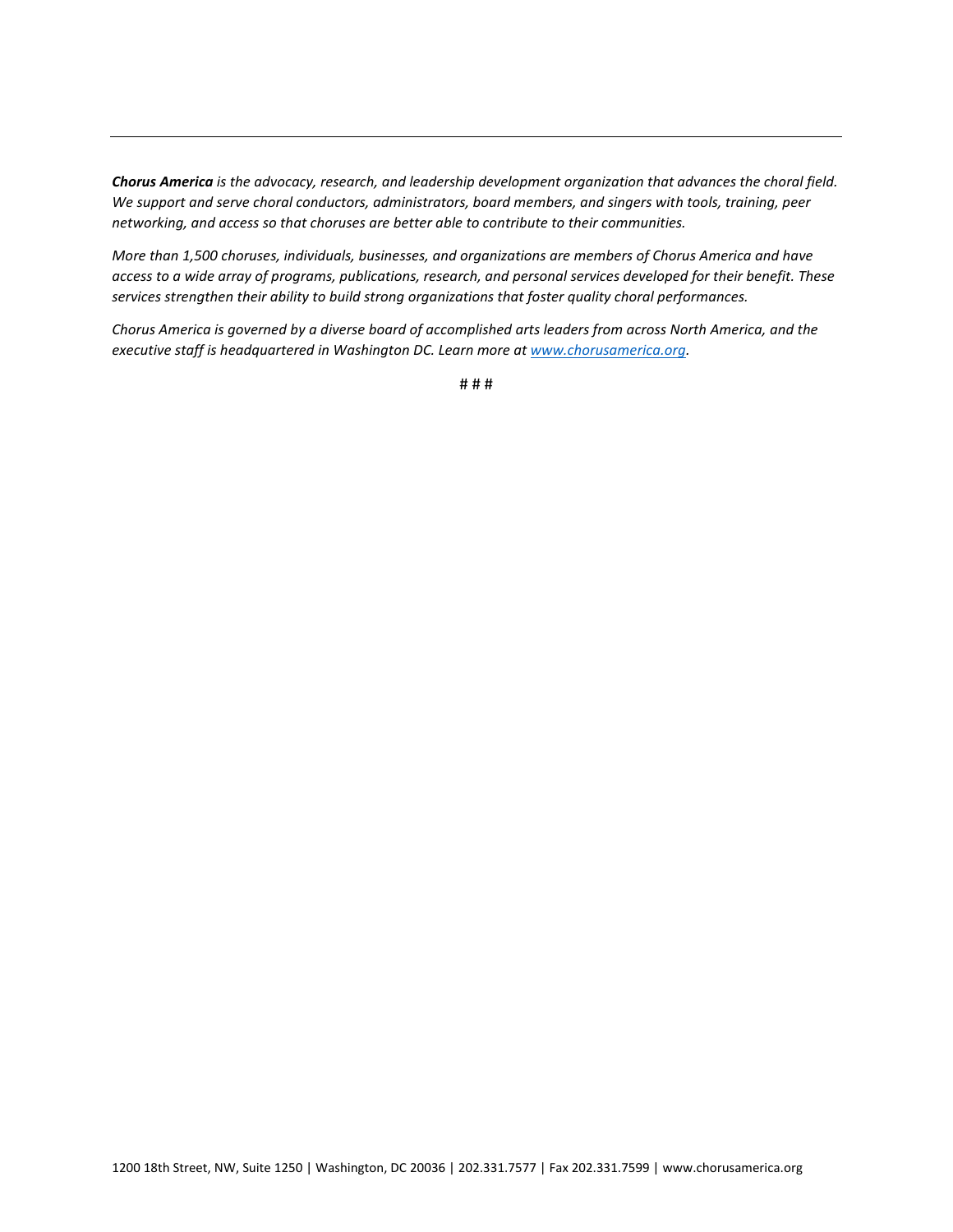---

***Chorus America*** *is the advocacy, research, and leadership development organization that advances the choral field. We support and serve choral conductors, administrators, board members, and singers with tools, training, peer networking, and access so that choruses are better able to contribute to their communities.*

*More than 1,500 choruses, individuals, businesses, and organizations are members of Chorus America and have access to a wide array of programs, publications, research, and personal services developed for their benefit. These services strengthen their ability to build strong organizations that foster quality choral performances.*

*Chorus America is governed by a diverse board of accomplished arts leaders from across North America, and the executive staff is headquartered in Washington DC. Learn more at [www.chorusamerica.org](http://www.chorusamerica.org).*

# # #

1200 18th Street, NW, Suite 1250 | Washington, DC 20036 | 202.331.7577 | Fax 202.331.7599 | www.chorusamerica.org